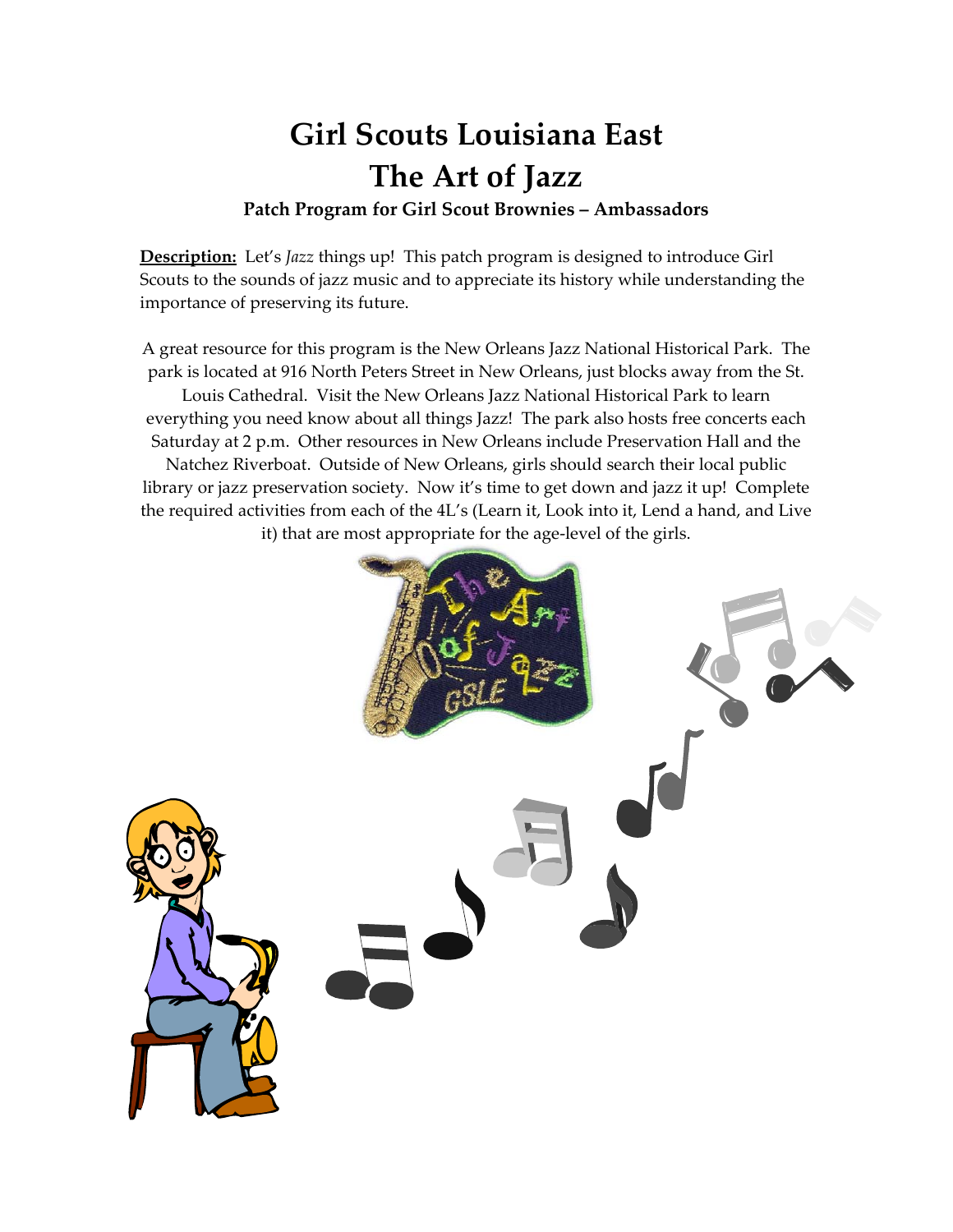# Girl Scouts Louisiana East
# The Art of Jazz

### Patch Program for Girl Scout Brownies – Ambassadors

**Description:** Let's *Jazz* things up! This patch program is designed to introduce Girl Scouts to the sounds of jazz music and to appreciate its history while understanding the importance of preserving its future.

A great resource for this program is the New Orleans Jazz National Historical Park. The park is located at 916 North Peters Street in New Orleans, just blocks away from the St. Louis Cathedral. Visit the New Orleans Jazz National Historical Park to learn everything you need know about all things Jazz! The park also hosts free concerts each Saturday at 2 p.m. Other resources in New Orleans include Preservation Hall and the Natchez Riverboat. Outside of New Orleans, girls should search their local public library or jazz preservation society. Now it's time to get down and jazz it up! Complete the required activities from each of the 4L's (Learn it, Look into it, Lend a hand, and Live it) that are most appropriate for the age-level of the girls.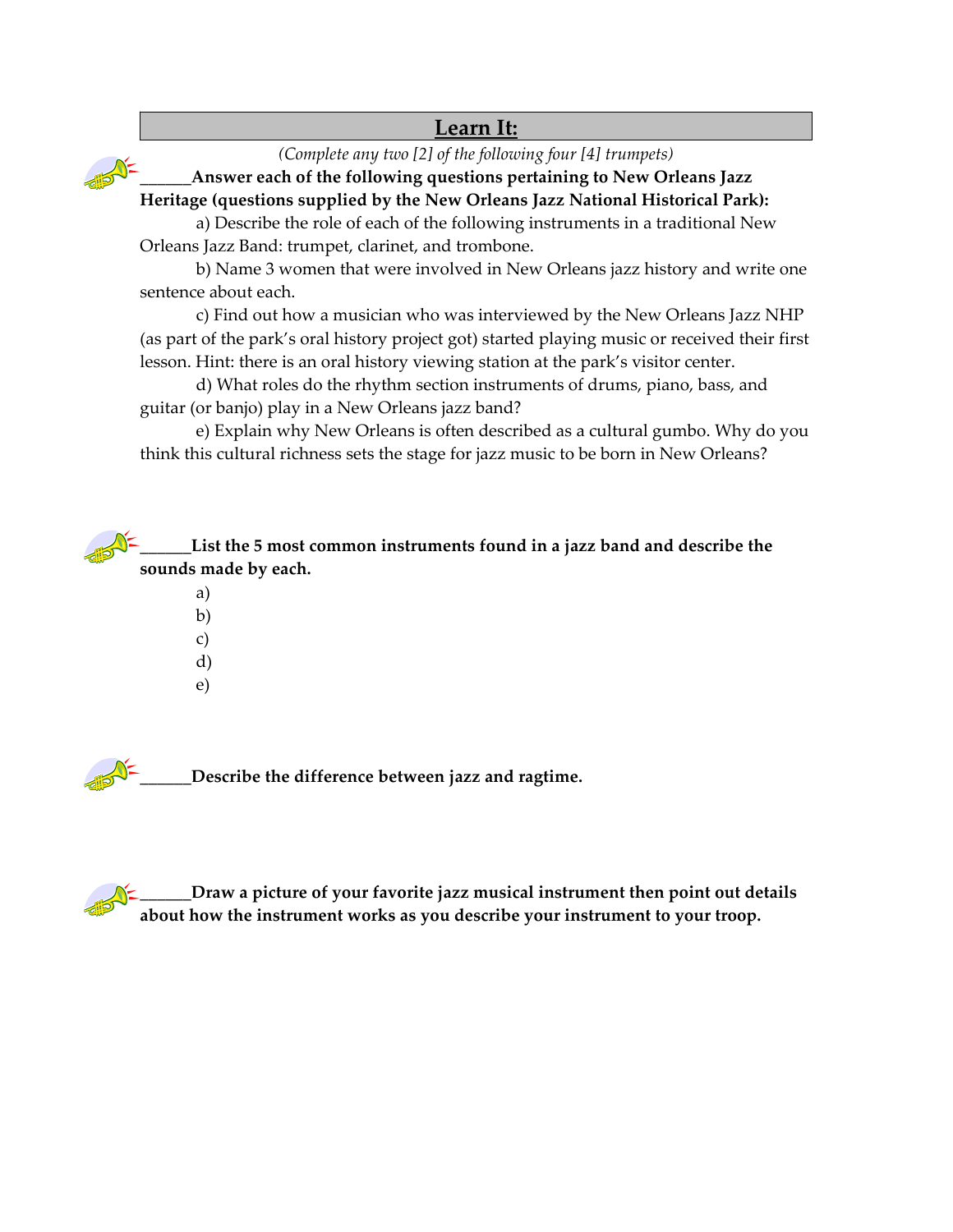## Learn It:

*(Complete any two [2] of the following four [4] trumpets)*

______**Answer each of the following questions pertaining to New Orleans Jazz Heritage (questions supplied by the New Orleans Jazz National Historical Park):**

a) Describe the role of each of the following instruments in a traditional New Orleans Jazz Band: trumpet, clarinet, and trombone.

b) Name 3 women that were involved in New Orleans jazz history and write one sentence about each.

c) Find out how a musician who was interviewed by the New Orleans Jazz NHP (as part of the park's oral history project got) started playing music or received their first lesson. Hint: there is an oral history viewing station at the park's visitor center.

d) What roles do the rhythm section instruments of drums, piano, bass, and guitar (or banjo) play in a New Orleans jazz band?

e) Explain why New Orleans is often described as a cultural gumbo. Why do you think this cultural richness sets the stage for jazz music to be born in New Orleans?

______**List the 5 most common instruments found in a jazz band and describe the sounds made by each.**

a)
b)
c)
d)
e)

______**Describe the difference between jazz and ragtime.**

______**Draw a picture of your favorite jazz musical instrument then point out details about how the instrument works as you describe your instrument to your troop.**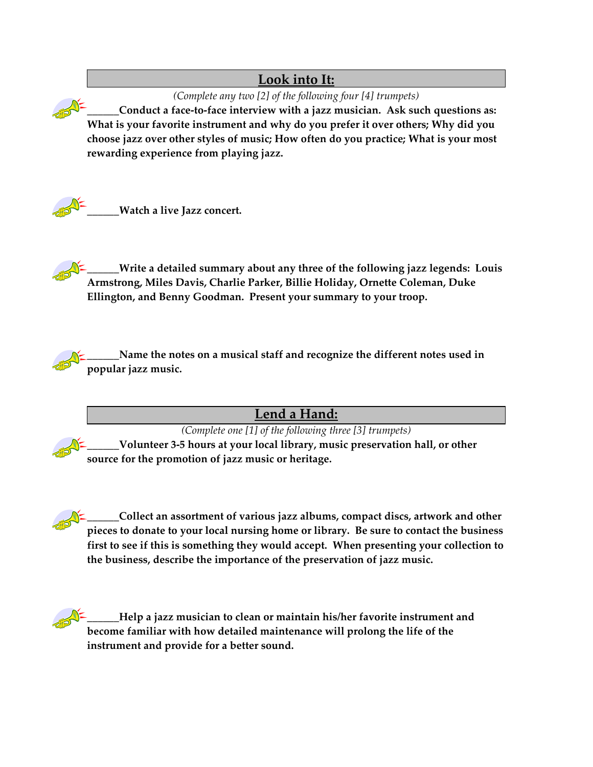## Look into It:

*(Complete any two [2] of the following four [4] trumpets)*

**______Conduct a face-to-face interview with a jazz musician. Ask such questions as: What is your favorite instrument and why do you prefer it over others; Why did you choose jazz over other styles of music; How often do you practice; What is your most rewarding experience from playing jazz.**

**______Watch a live Jazz concert.**

**______Write a detailed summary about any three of the following jazz legends: Louis Armstrong, Miles Davis, Charlie Parker, Billie Holiday, Ornette Coleman, Duke Ellington, and Benny Goodman. Present your summary to your troop.**

**______Name the notes on a musical staff and recognize the different notes used in popular jazz music.**

## Lend a Hand:

*(Complete one [1] of the following three [3] trumpets)*

**______Volunteer 3-5 hours at your local library, music preservation hall, or other source for the promotion of jazz music or heritage.**

**______Collect an assortment of various jazz albums, compact discs, artwork and other pieces to donate to your local nursing home or library. Be sure to contact the business first to see if this is something they would accept. When presenting your collection to the business, describe the importance of the preservation of jazz music.**

**______Help a jazz musician to clean or maintain his/her favorite instrument and become familiar with how detailed maintenance will prolong the life of the instrument and provide for a better sound.**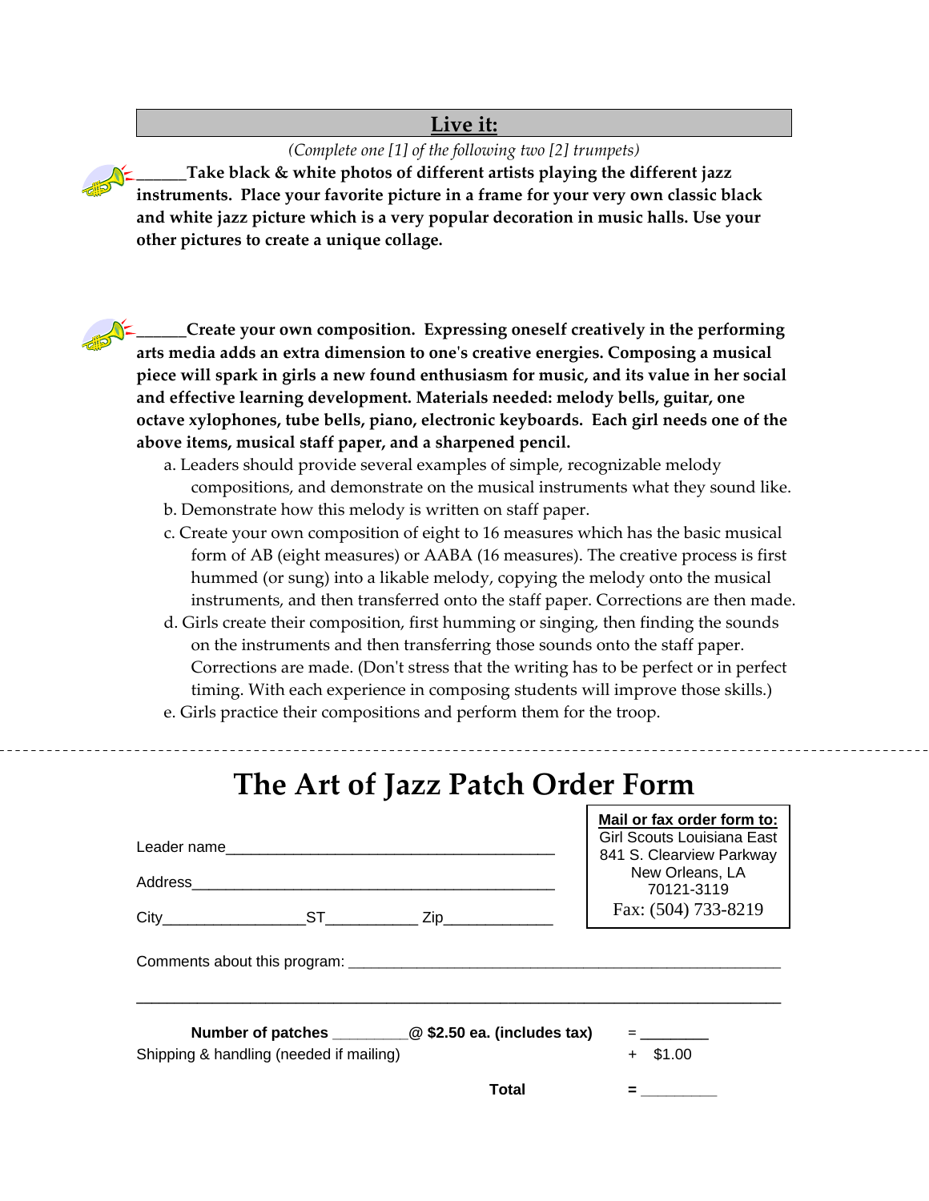## Live it:

*(Complete one [1] of the following two [2] trumpets)*

**______Take black & white photos of different artists playing the different jazz instruments. Place your favorite picture in a frame for your very own classic black and white jazz picture which is a very popular decoration in music halls. Use your other pictures to create a unique collage.**

**______Create your own composition. Expressing oneself creatively in the performing arts media adds an extra dimension to one's creative energies. Composing a musical piece will spark in girls a new found enthusiasm for music, and its value in her social and effective learning development. Materials needed: melody bells, guitar, one octave xylophones, tube bells, piano, electronic keyboards. Each girl needs one of the above items, musical staff paper, and a sharpened pencil.**

a. Leaders should provide several examples of simple, recognizable melody compositions, and demonstrate on the musical instruments what they sound like.
b. Demonstrate how this melody is written on staff paper.
c. Create your own composition of eight to 16 measures which has the basic musical form of AB (eight measures) or AABA (16 measures). The creative process is first hummed (or sung) into a likable melody, copying the melody onto the musical instruments, and then transferred onto the staff paper. Corrections are then made.
d. Girls create their composition, first humming or singing, then finding the sounds on the instruments and then transferring those sounds onto the staff paper. Corrections are made. (Don't stress that the writing has to be perfect or in perfect timing. With each experience in composing students will improve those skills.)
e. Girls practice their compositions and perform them for the troop.

---

# The Art of Jazz Patch Order Form

**Mail or fax order form to:**
Girl Scouts Louisiana East
841 S. Clearview Parkway
New Orleans, LA
70121-3119
Fax: (504) 733-8219

Leader name________________________________________

Address____________________________________________

City_________________ST___________ Zip_____________

Comments about this program: ______________________________________________________

__________________________________________________________________________

**Number of patches _________@ $2.50 ea. (includes tax)** = ________

Shipping & handling (needed if mailing) + $1.00

**Total** **=** _________